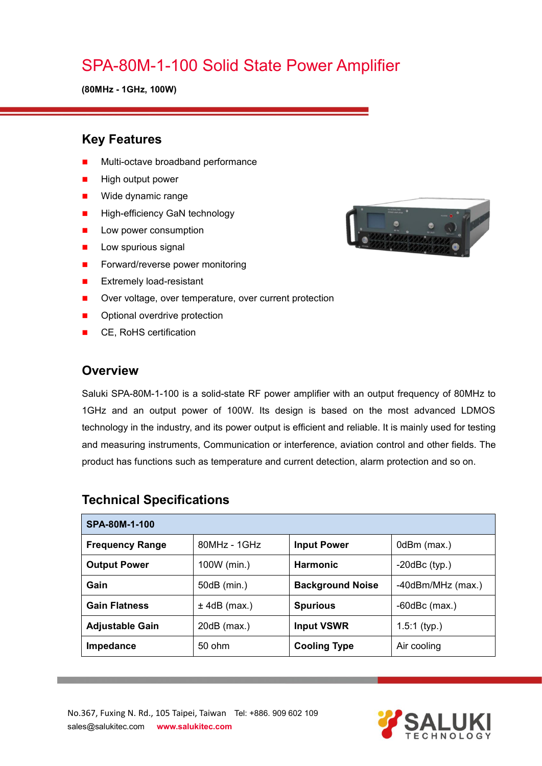# SPA-80M-1-100 Solid State Power Amplifier

**(80MHz - 1GHz, 100W)**

## Key Features

- Multi-octave broadband performance
- High output power
- Wide dynamic range
- High-efficiency GaN technology
- Low power consumption
- Low spurious signal
- Forward/reverse power monitoring
- Extremely load-resistant
- Over voltage, over temperature, over current protection
- Optional overdrive protection
- CE, RoHS certification

## Overview

Saluki SPA-80M-1-100 is a solid-state RF power amplifier with an output frequency of 80MHz to 1GHz and an output power of 100W. Its design is based on the most advanced LDMOS technology in the industry, and its power output is efficient and reliable. It is mainly used for testing and measuring instruments, Communication or interference, aviation control and other fields. The product has functions such as temperature and current detection, alarm protection and so on.

## Technical Specifications

| SPA-80M-1-100 | | | |
|---|---|---|---|
| **Frequency Range** | 80MHz - 1GHz | **Input Power** | 0dBm (max.) |
| **Output Power** | 100W (min.) | **Harmonic** | -20dBc (typ.) |
| **Gain** | 50dB (min.) | **Background Noise** | -40dBm/MHz (max.) |
| **Gain Flatness** | ± 4dB (max.) | **Spurious** | -60dBc (max.) |
| **Adjustable Gain** | 20dB (max.) | **Input VSWR** | 1.5:1 (typ.) |
| **Impedance** | 50 ohm | **Cooling Type** | Air cooling |

No.367, Fuxing N. Rd., 105 Taipei, Taiwan Tel: +886. 909 602 109
sales@salukitec.com www.salukitec.com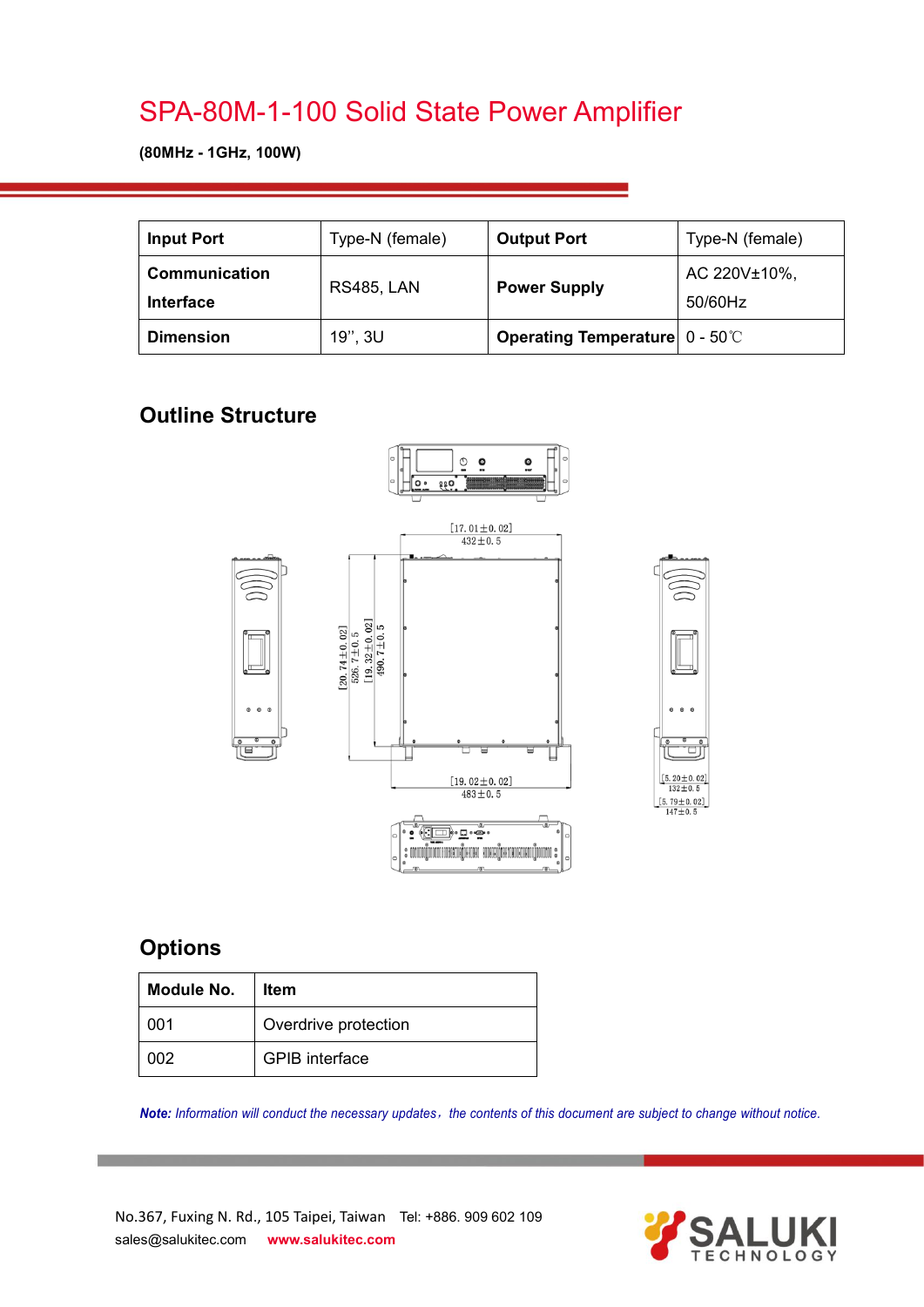# SPA-80M-1-100 Solid State Power Amplifier

**(80MHz - 1GHz, 100W)**

| | | | |
|---|---|---|---|
| **Input Port** | Type-N (female) | **Output Port** | Type-N (female) |
| **Communication Interface** | RS485, LAN | **Power Supply** | AC 220V±10%, 50/60Hz |
| **Dimension** | 19'', 3U | **Operating Temperature** | 0 - 50℃ |

## Outline Structure

[17.01±0.02]
432±0.5

[20.74±0.02]
526.7±0.5
[19.32±0.02]
490.7±0.5

[19.02±0.02]
483±0.5

[5.20±0.02]
132±0.5
[5.79±0.02]
147±0.5

## Options

| Module No. | Item |
|---|---|
| 001 | Overdrive protection |
| 002 | GPIB interface |

***Note:** Information will conduct the necessary updates，the contents of this document are subject to change without notice.*

No.367, Fuxing N. Rd., 105 Taipei, Taiwan Tel: +886. 909 602 109
sales@salukitec.com **www.salukitec.com**